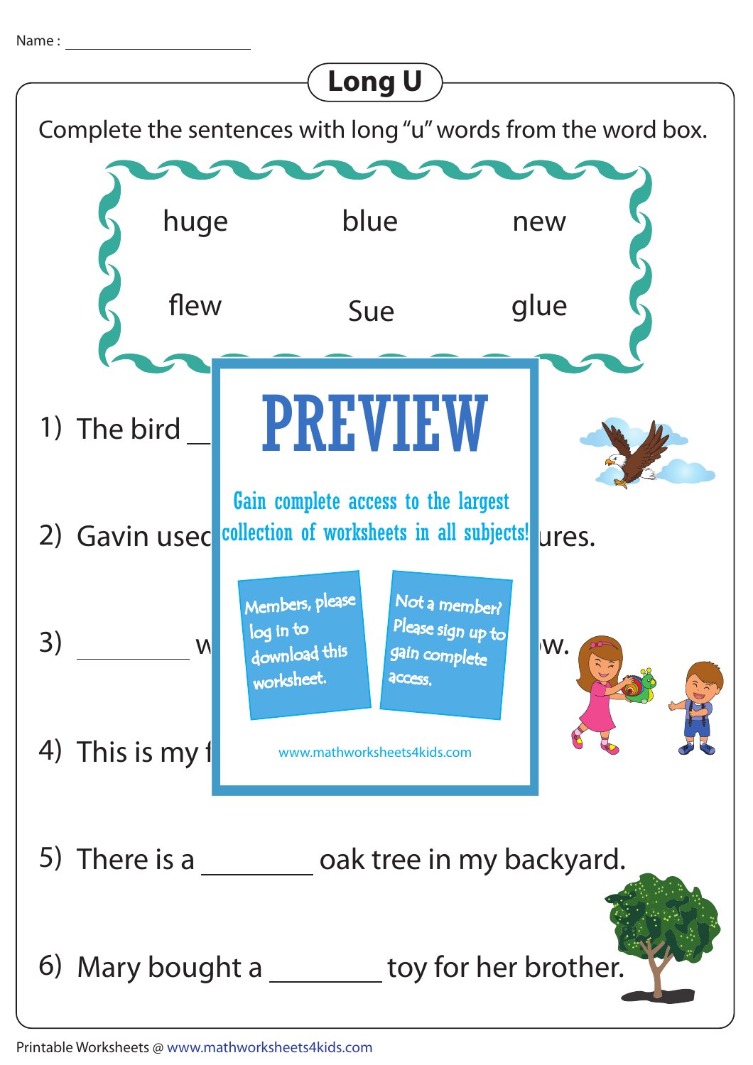Name : ____________________

# Long U

Complete the sentences with long "u" words from the word box.

| | | |
|---|---|---|
| huge | blue | new |
| flew | Sue | glue |

1) The bird ________

PREVIEW

Gain complete access to the largest collection of worksheets in all subjects!

Members, please log in to download this worksheet.

Not a member? Please sign up to gain complete access.

www.mathworksheets4kids.com

2) Gavin usec ________ ures.

3) ________ w ________ w.

4) This is my f ________

5) There is a ________ oak tree in my backyard.

6) Mary bought a ________ toy for her brother.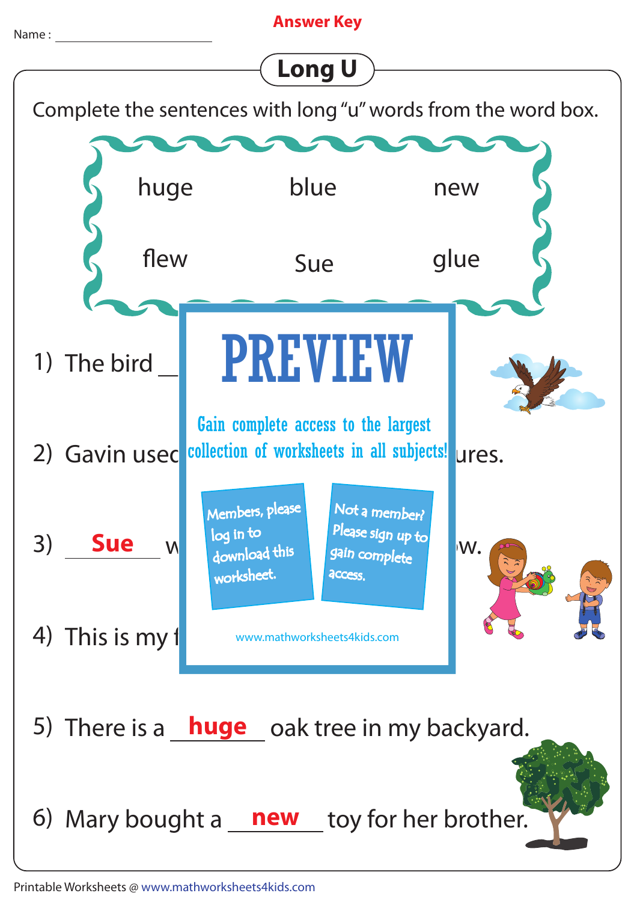Name : ____________________

Answer Key

# Long U

Complete the sentences with long "u" words from the word box.

| | | |
|---|---|---|
| huge | blue | new |
| flew | Sue | glue |

1) The bird ____

2) Gavin used ures.

3) **Sue** w w.

4) This is my f

PREVIEW

Gain complete access to the largest collection of worksheets in all subjects!

Members, please log in to download this worksheet.

Not a member? Please sign up to gain complete access.

www.mathworksheets4kids.com

5) There is a **huge** oak tree in my backyard.

6) Mary bought a **new** toy for her brother.

Printable Worksheets @ www.mathworksheets4kids.com